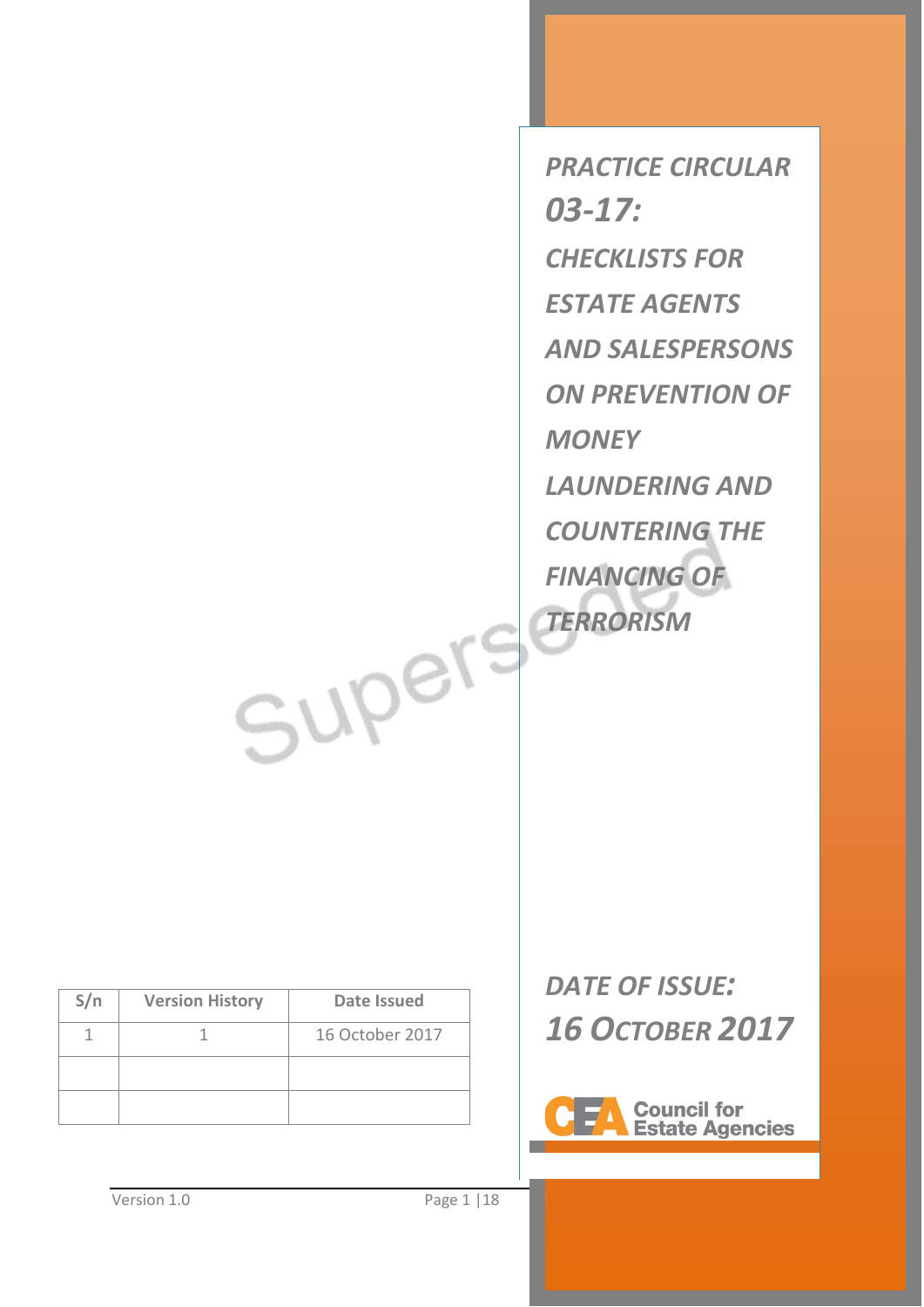# PRACTICE CIRCULAR 03-17: CHECKLISTS FOR ESTATE AGENTS AND SALESPERSONS ON PREVENTION OF MONEY LAUNDERING AND COUNTERING THE FINANCING OF TERRORISM

Superseded

| S/n | Version History | Date Issued |
|---|---|---|
| 1 | 1 | 16 October 2017 |
| | | |
| | | |

*DATE OF ISSUE:*

***16 OCTOBER 2017***

Council for Estate Agencies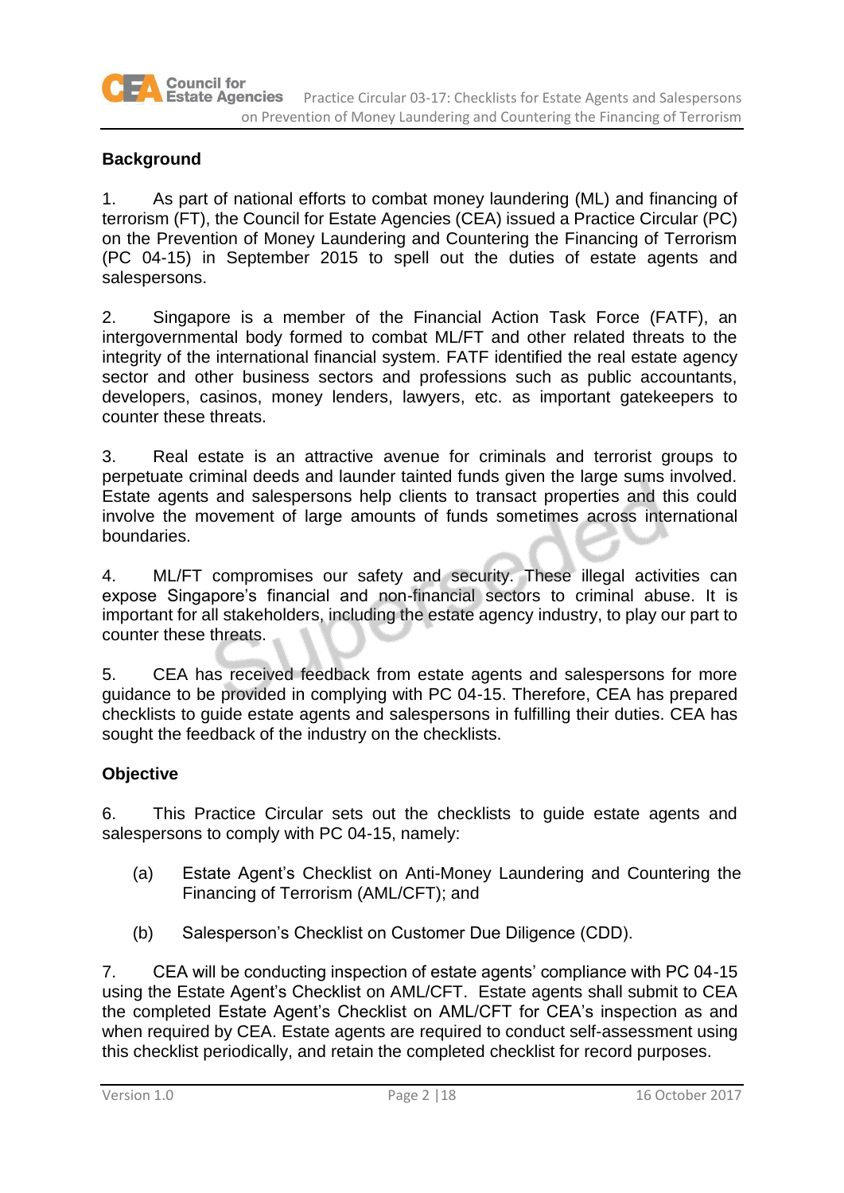## Background

1. As part of national efforts to combat money laundering (ML) and financing of terrorism (FT), the Council for Estate Agencies (CEA) issued a Practice Circular (PC) on the Prevention of Money Laundering and Countering the Financing of Terrorism (PC 04-15) in September 2015 to spell out the duties of estate agents and salespersons.

2. Singapore is a member of the Financial Action Task Force (FATF), an intergovernmental body formed to combat ML/FT and other related threats to the integrity of the international financial system. FATF identified the real estate agency sector and other business sectors and professions such as public accountants, developers, casinos, money lenders, lawyers, etc. as important gatekeepers to counter these threats.

3. Real estate is an attractive avenue for criminals and terrorist groups to perpetuate criminal deeds and launder tainted funds given the large sums involved. Estate agents and salespersons help clients to transact properties and this could involve the movement of large amounts of funds sometimes across international boundaries.

4. ML/FT compromises our safety and security. These illegal activities can expose Singapore's financial and non-financial sectors to criminal abuse. It is important for all stakeholders, including the estate agency industry, to play our part to counter these threats.

5. CEA has received feedback from estate agents and salespersons for more guidance to be provided in complying with PC 04-15. Therefore, CEA has prepared checklists to guide estate agents and salespersons in fulfilling their duties. CEA has sought the feedback of the industry on the checklists.

## Objective

6. This Practice Circular sets out the checklists to guide estate agents and salespersons to comply with PC 04-15, namely:

   (a) Estate Agent's Checklist on Anti-Money Laundering and Countering the Financing of Terrorism (AML/CFT); and

   (b) Salesperson's Checklist on Customer Due Diligence (CDD).

7. CEA will be conducting inspection of estate agents' compliance with PC 04-15 using the Estate Agent's Checklist on AML/CFT. Estate agents shall submit to CEA the completed Estate Agent's Checklist on AML/CFT for CEA's inspection as and when required by CEA. Estate agents are required to conduct self-assessment using this checklist periodically, and retain the completed checklist for record purposes.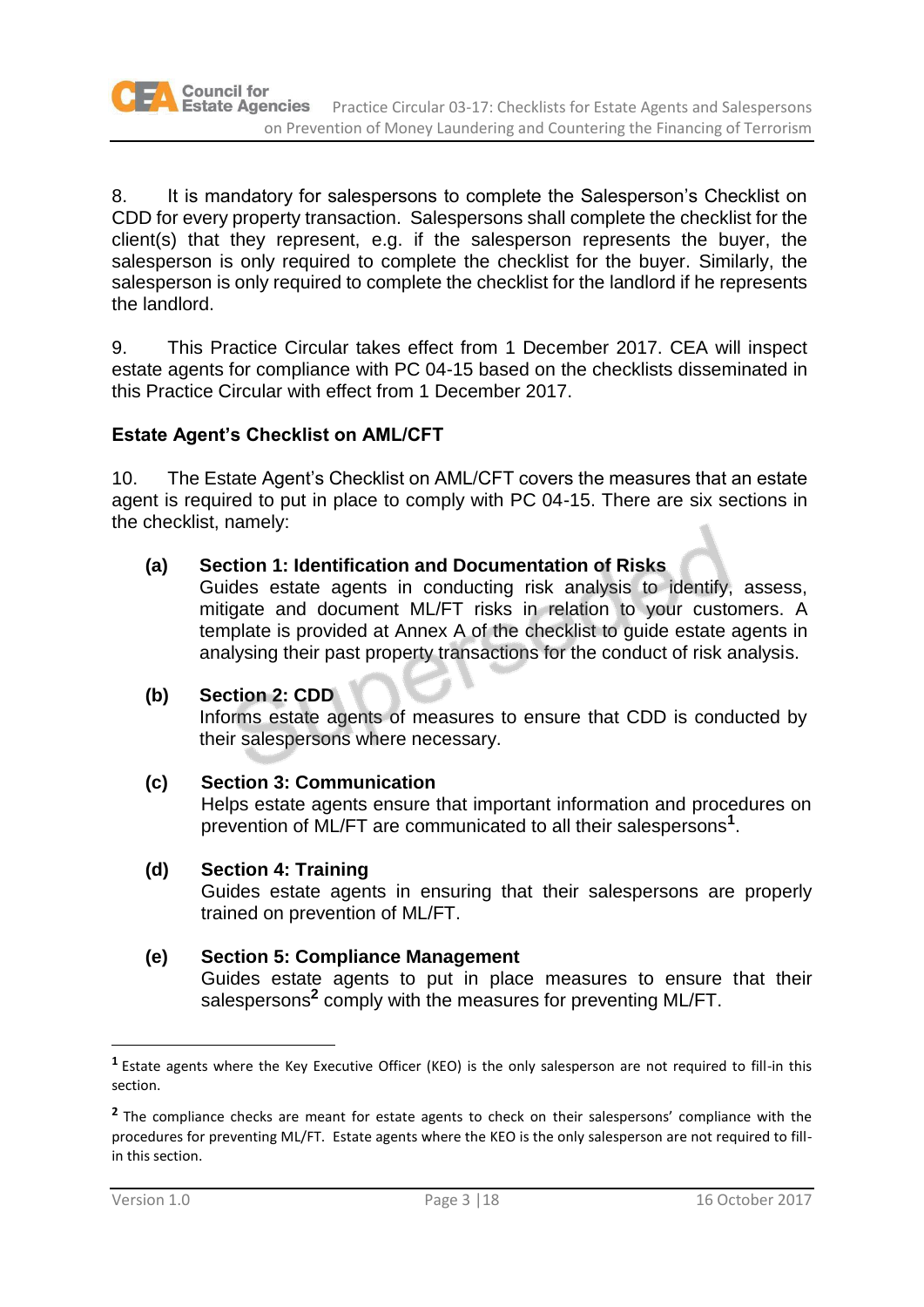8. It is mandatory for salespersons to complete the Salesperson's Checklist on CDD for every property transaction. Salespersons shall complete the checklist for the client(s) that they represent, e.g. if the salesperson represents the buyer, the salesperson is only required to complete the checklist for the buyer. Similarly, the salesperson is only required to complete the checklist for the landlord if he represents the landlord.

9. This Practice Circular takes effect from 1 December 2017. CEA will inspect estate agents for compliance with PC 04-15 based on the checklists disseminated in this Practice Circular with effect from 1 December 2017.

**Estate Agent's Checklist on AML/CFT**

10. The Estate Agent's Checklist on AML/CFT covers the measures that an estate agent is required to put in place to comply with PC 04-15. There are six sections in the checklist, namely:

(a) **Section 1: Identification and Documentation of Risks**
Guides estate agents in conducting risk analysis to identify, assess, mitigate and document ML/FT risks in relation to your customers. A template is provided at Annex A of the checklist to guide estate agents in analysing their past property transactions for the conduct of risk analysis.

(b) **Section 2: CDD**
Informs estate agents of measures to ensure that CDD is conducted by their salespersons where necessary.

(c) **Section 3: Communication**
Helps estate agents ensure that important information and procedures on prevention of ML/FT are communicated to all their salespersons[1].

(d) **Section 4: Training**
Guides estate agents in ensuring that their salespersons are properly trained on prevention of ML/FT.

(e) **Section 5: Compliance Management**
Guides estate agents to put in place measures to ensure that their salespersons[2] comply with the measures for preventing ML/FT.

---

[1] Estate agents where the Key Executive Officer (KEO) is the only salesperson are not required to fill-in this section.

[2] The compliance checks are meant for estate agents to check on their salespersons' compliance with the procedures for preventing ML/FT. Estate agents where the KEO is the only salesperson are not required to fill-in this section.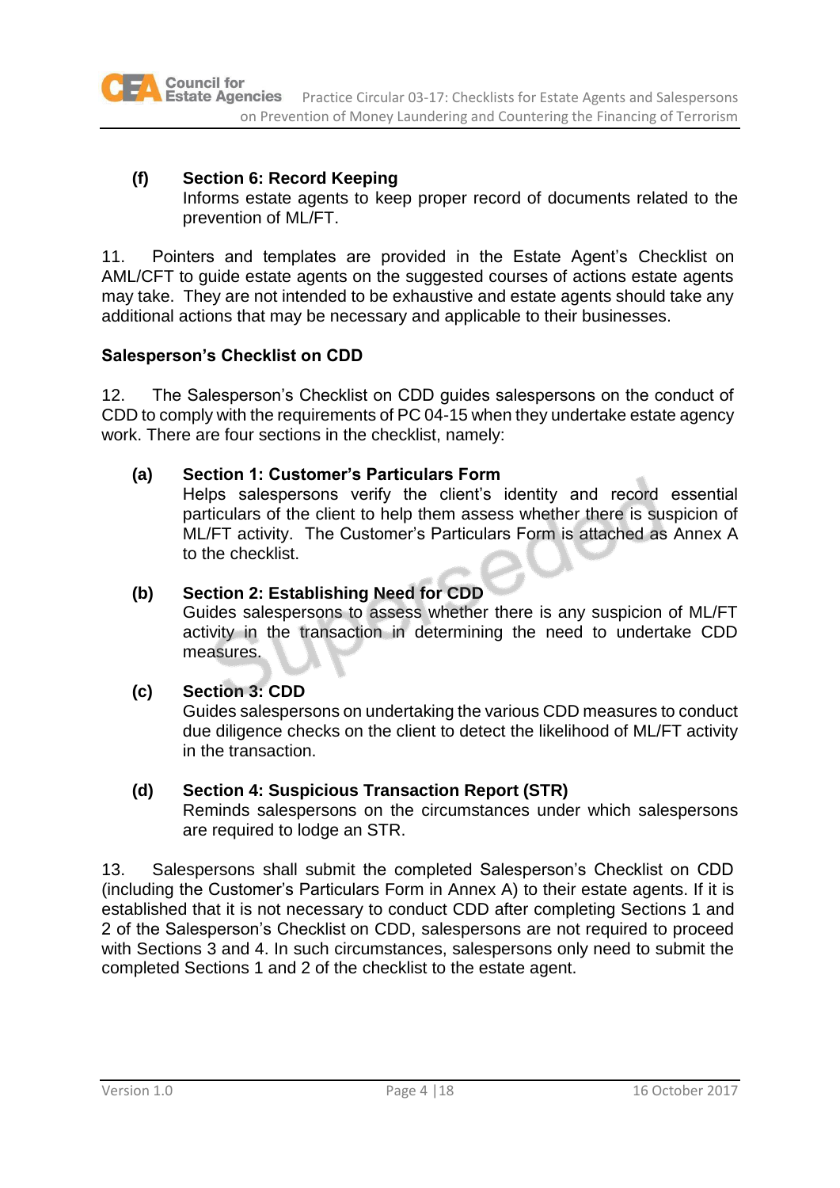**(f) Section 6: Record Keeping**
Informs estate agents to keep proper record of documents related to the prevention of ML/FT.

11. Pointers and templates are provided in the Estate Agent's Checklist on AML/CFT to guide estate agents on the suggested courses of actions estate agents may take. They are not intended to be exhaustive and estate agents should take any additional actions that may be necessary and applicable to their businesses.

**Salesperson's Checklist on CDD**

12. The Salesperson's Checklist on CDD guides salespersons on the conduct of CDD to comply with the requirements of PC 04-15 when they undertake estate agency work. There are four sections in the checklist, namely:

**(a) Section 1: Customer's Particulars Form**
Helps salespersons verify the client's identity and record essential particulars of the client to help them assess whether there is suspicion of ML/FT activity. The Customer's Particulars Form is attached as Annex A to the checklist.

**(b) Section 2: Establishing Need for CDD**
Guides salespersons to assess whether there is any suspicion of ML/FT activity in the transaction in determining the need to undertake CDD measures.

**(c) Section 3: CDD**
Guides salespersons on undertaking the various CDD measures to conduct due diligence checks on the client to detect the likelihood of ML/FT activity in the transaction.

**(d) Section 4: Suspicious Transaction Report (STR)**
Reminds salespersons on the circumstances under which salespersons are required to lodge an STR.

13. Salespersons shall submit the completed Salesperson's Checklist on CDD (including the Customer's Particulars Form in Annex A) to their estate agents. If it is established that it is not necessary to conduct CDD after completing Sections 1 and 2 of the Salesperson's Checklist on CDD, salespersons are not required to proceed with Sections 3 and 4. In such circumstances, salespersons only need to submit the completed Sections 1 and 2 of the checklist to the estate agent.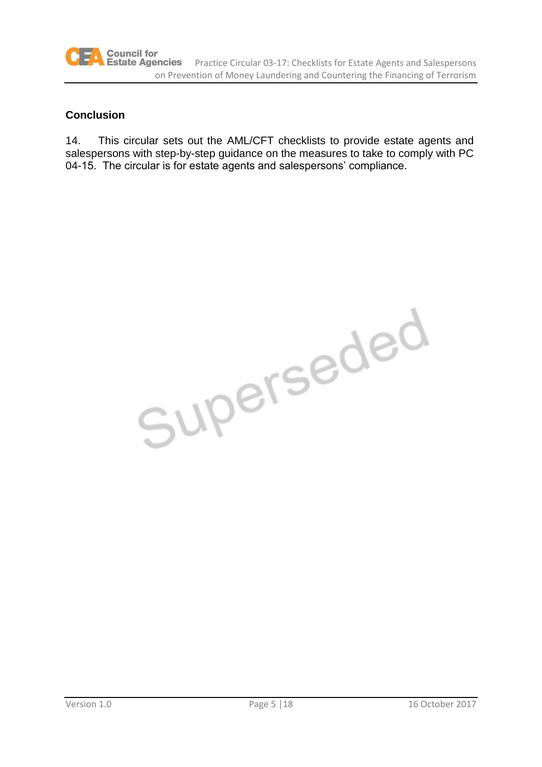## Conclusion

14. This circular sets out the AML/CFT checklists to provide estate agents and salespersons with step-by-step guidance on the measures to take to comply with PC 04-15. The circular is for estate agents and salespersons' compliance.

Superseded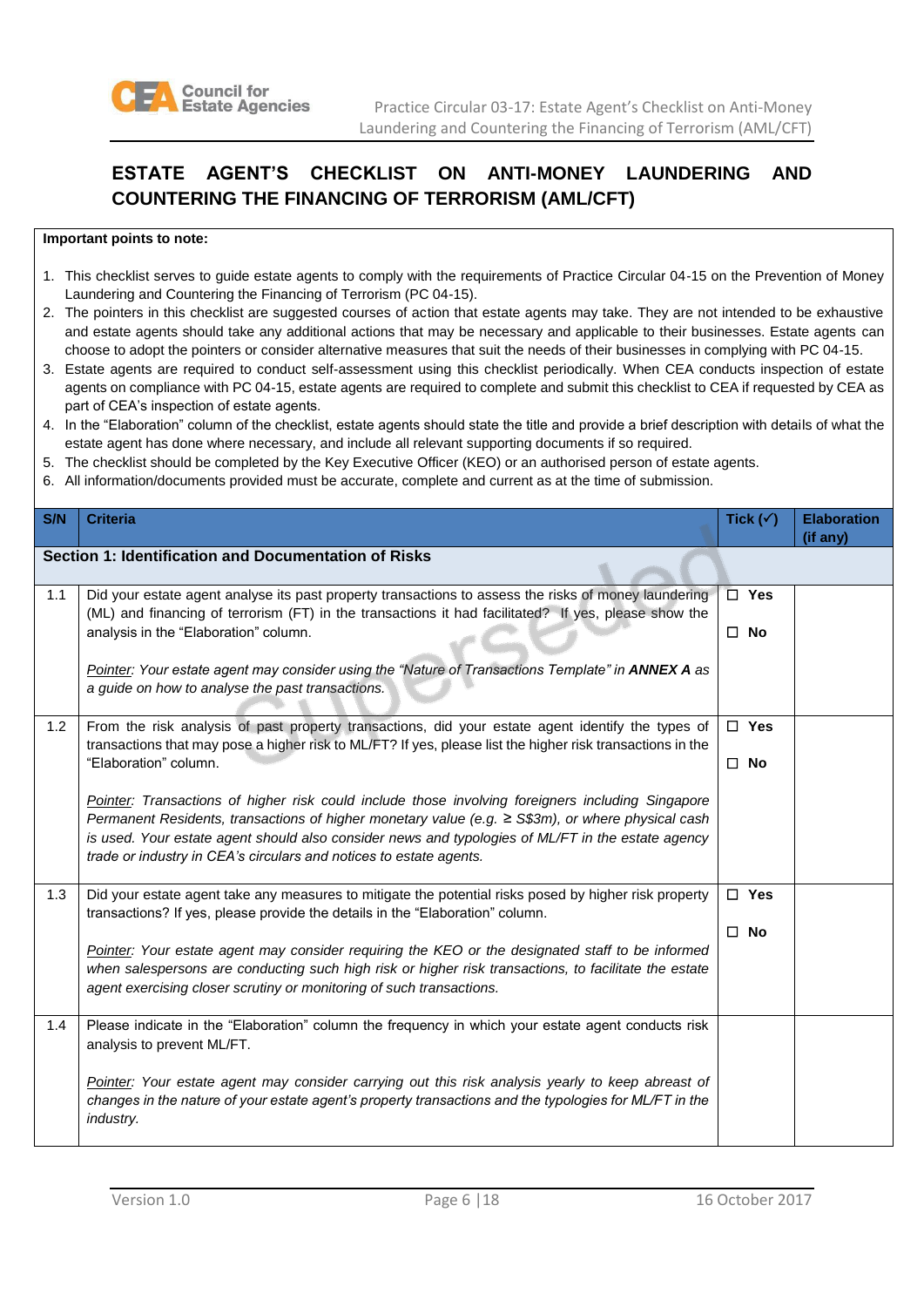# ESTATE AGENT'S CHECKLIST ON ANTI-MONEY LAUNDERING AND COUNTERING THE FINANCING OF TERRORISM (AML/CFT)

**Important points to note:**

1. This checklist serves to guide estate agents to comply with the requirements of Practice Circular 04-15 on the Prevention of Money Laundering and Countering the Financing of Terrorism (PC 04-15).
2. The pointers in this checklist are suggested courses of action that estate agents may take. They are not intended to be exhaustive and estate agents should take any additional actions that may be necessary and applicable to their businesses. Estate agents can choose to adopt the pointers or consider alternative measures that suit the needs of their businesses in complying with PC 04-15.
3. Estate agents are required to conduct self-assessment using this checklist periodically. When CEA conducts inspection of estate agents on compliance with PC 04-15, estate agents are required to complete and submit this checklist to CEA if requested by CEA as part of CEA's inspection of estate agents.
4. In the "Elaboration" column of the checklist, estate agents should state the title and provide a brief description with details of what the estate agent has done where necessary, and include all relevant supporting documents if so required.
5. The checklist should be completed by the Key Executive Officer (KEO) or an authorised person of estate agents.
6. All information/documents provided must be accurate, complete and current as at the time of submission.

| S/N | Criteria | Tick (✓) | Elaboration (if any) |
|---|---|---|---|
| **Section 1: Identification and Documentation of Risks** | | | |
| 1.1 | Did your estate agent analyse its past property transactions to assess the risks of money laundering (ML) and financing of terrorism (FT) in the transactions it had facilitated? If yes, please show the analysis in the "Elaboration" column.<br><br>*Pointer: Your estate agent may consider using the "Nature of Transactions Template" in **ANNEX A** as a guide on how to analyse the past transactions.* | ☐ Yes<br><br>☐ No | |
| 1.2 | From the risk analysis of past property transactions, did your estate agent identify the types of transactions that may pose a higher risk to ML/FT? If yes, please list the higher risk transactions in the "Elaboration" column.<br><br>*Pointer: Transactions of higher risk could include those involving foreigners including Singapore Permanent Residents, transactions of higher monetary value (e.g. ≥ S$3m), or where physical cash is used. Your estate agent should also consider news and typologies of ML/FT in the estate agency trade or industry in CEA's circulars and notices to estate agents.* | ☐ Yes<br><br>☐ No | |
| 1.3 | Did your estate agent take any measures to mitigate the potential risks posed by higher risk property transactions? If yes, please provide the details in the "Elaboration" column.<br><br>*Pointer: Your estate agent may consider requiring the KEO or the designated staff to be informed when salespersons are conducting such high risk or higher risk transactions, to facilitate the estate agent exercising closer scrutiny or monitoring of such transactions.* | ☐ Yes<br><br>☐ No | |
| 1.4 | Please indicate in the "Elaboration" column the frequency in which your estate agent conducts risk analysis to prevent ML/FT.<br><br>*Pointer: Your estate agent may consider carrying out this risk analysis yearly to keep abreast of changes in the nature of your estate agent's property transactions and the typologies for ML/FT in the industry.* | | |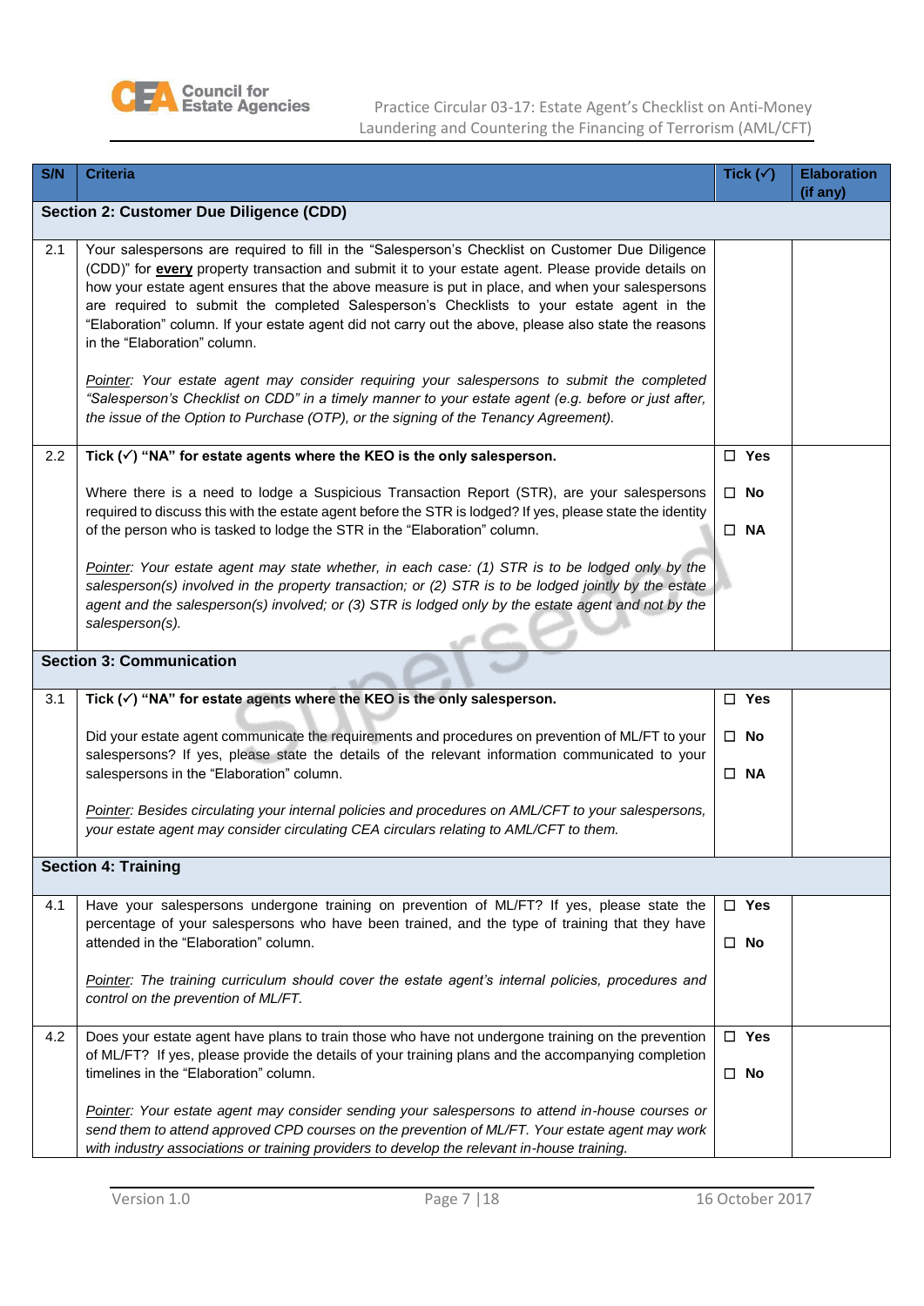| S/N | Criteria | Tick (✓) | Elaboration (if any) |
| --- | --- | --- | --- |
| **Section 2: Customer Due Diligence (CDD)** | | | |
| 2.1 | Your salespersons are required to fill in the "Salesperson's Checklist on Customer Due Diligence (CDD)" for **every** property transaction and submit it to your estate agent. Please provide details on how your estate agent ensures that the above measure is put in place, and when your salespersons are required to submit the completed Salesperson's Checklists to your estate agent in the "Elaboration" column. If your estate agent did not carry out the above, please also state the reasons in the "Elaboration" column.<br><br>*Pointer: Your estate agent may consider requiring your salespersons to submit the completed "Salesperson's Checklist on CDD" in a timely manner to your estate agent (e.g. before or just after, the issue of the Option to Purchase (OTP), or the signing of the Tenancy Agreement).* | | |
| 2.2 | **Tick (✓) "NA" for estate agents where the KEO is the only salesperson.**<br><br>Where there is a need to lodge a Suspicious Transaction Report (STR), are your salespersons required to discuss this with the estate agent before the STR is lodged? If yes, please state the identity of the person who is tasked to lodge the STR in the "Elaboration" column.<br><br>*Pointer: Your estate agent may state whether, in each case: (1) STR is to be lodged only by the salesperson(s) involved in the property transaction; or (2) STR is to be lodged jointly by the estate agent and the salesperson(s) involved; or (3) STR is lodged only by the estate agent and not by the salesperson(s).* | ☐ Yes<br><br>☐ No<br><br>☐ NA | |
| **Section 3: Communication** | | | |
| 3.1 | **Tick (✓) "NA" for estate agents where the KEO is the only salesperson.**<br><br>Did your estate agent communicate the requirements and procedures on prevention of ML/FT to your salespersons? If yes, please state the details of the relevant information communicated to your salespersons in the "Elaboration" column.<br><br>*Pointer: Besides circulating your internal policies and procedures on AML/CFT to your salespersons, your estate agent may consider circulating CEA circulars relating to AML/CFT to them.* | ☐ Yes<br><br>☐ No<br><br>☐ NA | |
| **Section 4: Training** | | | |
| 4.1 | Have your salespersons undergone training on prevention of ML/FT? If yes, please state the percentage of your salespersons who have been trained, and the type of training that they have attended in the "Elaboration" column.<br><br>*Pointer: The training curriculum should cover the estate agent's internal policies, procedures and control on the prevention of ML/FT.* | ☐ Yes<br><br>☐ No | |
| 4.2 | Does your estate agent have plans to train those who have not undergone training on the prevention of ML/FT? If yes, please provide the details of your training plans and the accompanying completion timelines in the "Elaboration" column.<br><br>*Pointer: Your estate agent may consider sending your salespersons to attend in-house courses or send them to attend approved CPD courses on the prevention of ML/FT. Your estate agent may work with industry associations or training providers to develop the relevant in-house training.* | ☐ Yes<br><br>☐ No | |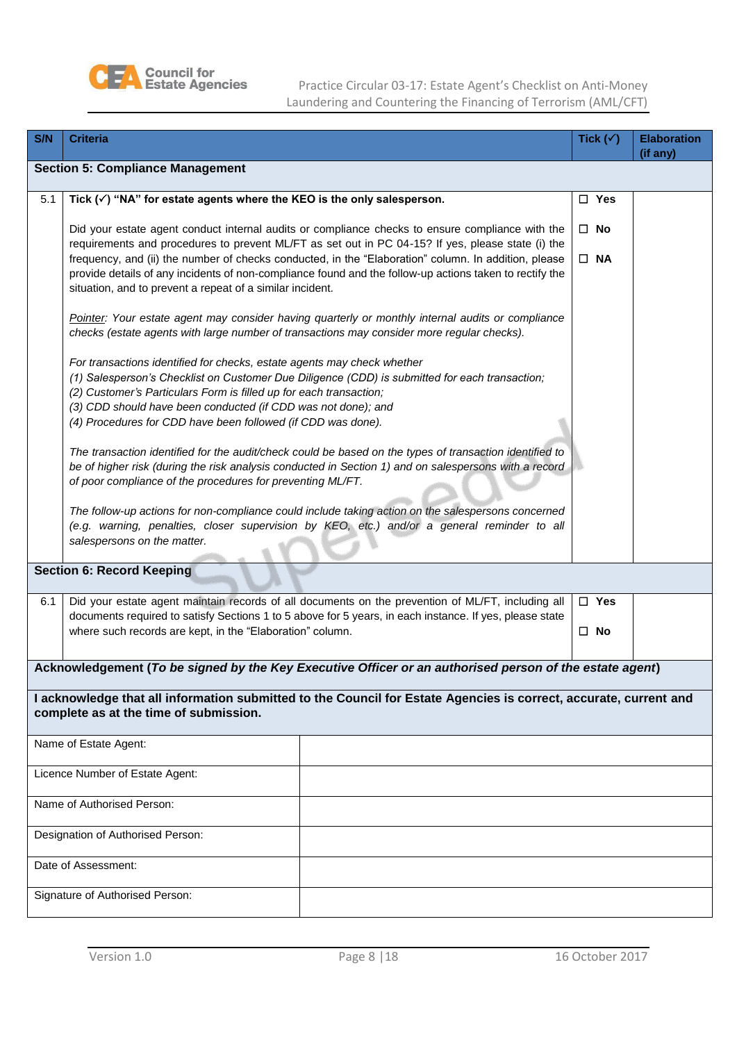| S/N | Criteria | Tick (✓) | Elaboration (if any) |
|---|---|---|---|
| **Section 5: Compliance Management** | | | |
| 5.1 | **Tick (✓) "NA" for estate agents where the KEO is the only salesperson.**<br><br>Did your estate agent conduct internal audits or compliance checks to ensure compliance with the requirements and procedures to prevent ML/FT as set out in PC 04-15? If yes, please state (i) the frequency, and (ii) the number of checks conducted, in the "Elaboration" column. In addition, please provide details of any incidents of non-compliance found and the follow-up actions taken to rectify the situation, and to prevent a repeat of a similar incident.<br><br>*Pointer: Your estate agent may consider having quarterly or monthly internal audits or compliance checks (estate agents with large number of transactions may consider more regular checks).*<br><br>*For transactions identified for checks, estate agents may check whether*<br>*(1) Salesperson's Checklist on Customer Due Diligence (CDD) is submitted for each transaction;*<br>*(2) Customer's Particulars Form is filled up for each transaction;*<br>*(3) CDD should have been conducted (if CDD was not done); and*<br>*(4) Procedures for CDD have been followed (if CDD was done).*<br><br>*The transaction identified for the audit/check could be based on the types of transaction identified to be of higher risk (during the risk analysis conducted in Section 1) and on salespersons with a record of poor compliance of the procedures for preventing ML/FT.*<br><br>*The follow-up actions for non-compliance could include taking action on the salespersons concerned (e.g. warning, penalties, closer supervision by KEO, etc.) and/or a general reminder to all salespersons on the matter.* | ☐ **Yes**<br><br>☐ **No**<br><br>☐ **NA** | |
| **Section 6: Record Keeping** | | | |
| 6.1 | Did your estate agent maintain records of all documents on the prevention of ML/FT, including all documents required to satisfy Sections 1 to 5 above for 5 years, in each instance. If yes, please state where such records are kept, in the "Elaboration" column. | ☐ **Yes**<br><br>☐ **No** | |

**Acknowledgement (*To be signed by the Key Executive Officer or an authorised person of the estate agent*)**

**I acknowledge that all information submitted to the Council for Estate Agencies is correct, accurate, current and complete as at the time of submission.**

| | |
|---|---|
| Name of Estate Agent: | |
| Licence Number of Estate Agent: | |
| Name of Authorised Person: | |
| Designation of Authorised Person: | |
| Date of Assessment: | |
| Signature of Authorised Person: | |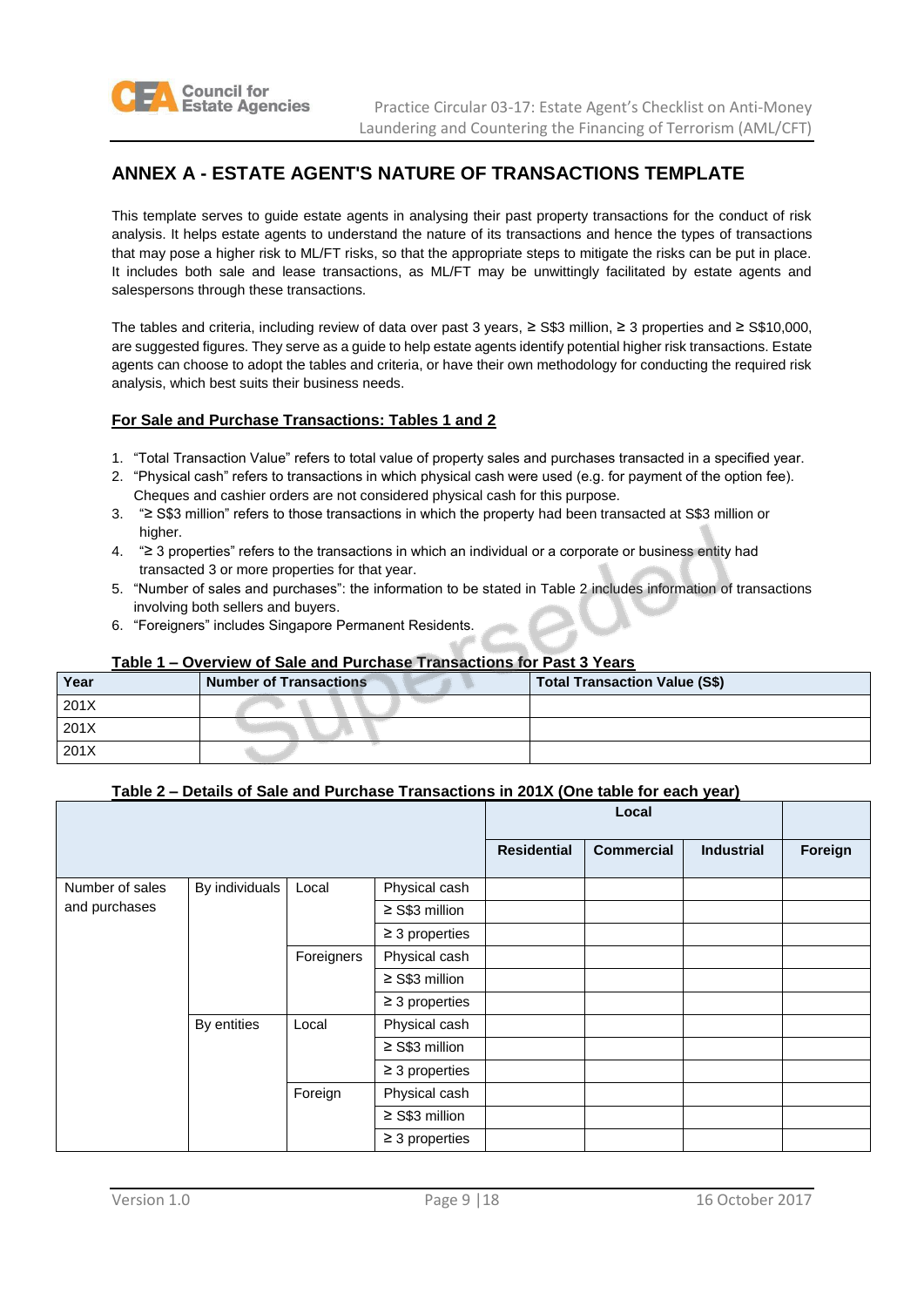# ANNEX A - ESTATE AGENT'S NATURE OF TRANSACTIONS TEMPLATE

This template serves to guide estate agents in analysing their past property transactions for the conduct of risk analysis. It helps estate agents to understand the nature of its transactions and hence the types of transactions that may pose a higher risk to ML/FT risks, so that the appropriate steps to mitigate the risks can be put in place. It includes both sale and lease transactions, as ML/FT may be unwittingly facilitated by estate agents and salespersons through these transactions.

The tables and criteria, including review of data over past 3 years, ≥ S$3 million, ≥ 3 properties and ≥ S$10,000, are suggested figures. They serve as a guide to help estate agents identify potential higher risk transactions. Estate agents can choose to adopt the tables and criteria, or have their own methodology for conducting the required risk analysis, which best suits their business needs.

## For Sale and Purchase Transactions: Tables 1 and 2

1. "Total Transaction Value" refers to total value of property sales and purchases transacted in a specified year.
2. "Physical cash" refers to transactions in which physical cash were used (e.g. for payment of the option fee). Cheques and cashier orders are not considered physical cash for this purpose.
3. "≥ S$3 million" refers to those transactions in which the property had been transacted at S$3 million or higher.
4. "≥ 3 properties" refers to the transactions in which an individual or a corporate or business entity had transacted 3 or more properties for that year.
5. "Number of sales and purchases": the information to be stated in Table 2 includes information of transactions involving both sellers and buyers.
6. "Foreigners" includes Singapore Permanent Residents.

**Table 1 – Overview of Sale and Purchase Transactions for Past 3 Years**

| Year | Number of Transactions | Total Transaction Value (S$) |
|---|---|---|
| 201X | | |
| 201X | | |
| 201X | | |

**Table 2 – Details of Sale and Purchase Transactions in 201X (One table for each year)**

| | | | | Local | | | |
|---|---|---|---|---|---|---|---|
| | | | | Residential | Commercial | Industrial | Foreign |
| Number of sales and purchases | By individuals | Local | Physical cash | | | | |
| | | | ≥ S$3 million | | | | |
| | | | ≥ 3 properties | | | | |
| | | Foreigners | Physical cash | | | | |
| | | | ≥ S$3 million | | | | |
| | | | ≥ 3 properties | | | | |
| | By entities | Local | Physical cash | | | | |
| | | | ≥ S$3 million | | | | |
| | | | ≥ 3 properties | | | | |
| | | Foreign | Physical cash | | | | |
| | | | ≥ S$3 million | | | | |
| | | | ≥ 3 properties | | | | |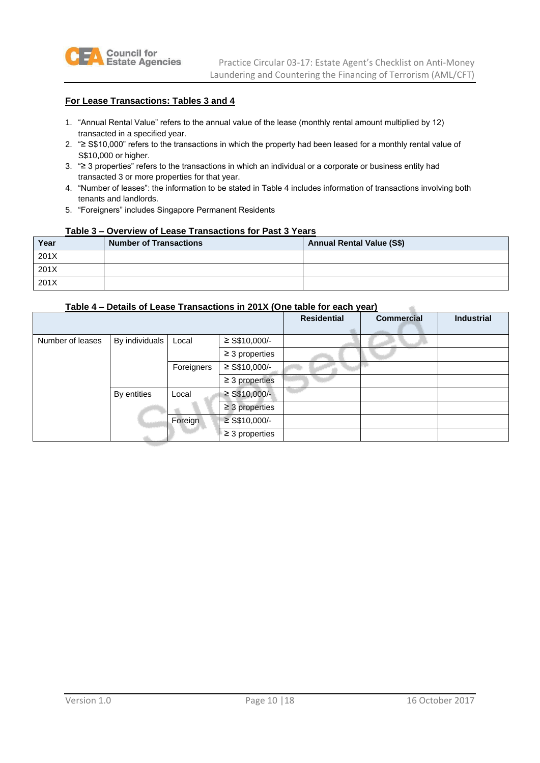**For Lease Transactions: Tables 3 and 4**

1. "Annual Rental Value" refers to the annual value of the lease (monthly rental amount multiplied by 12) transacted in a specified year.
2. "≥ S$10,000" refers to the transactions in which the property had been leased for a monthly rental value of S$10,000 or higher.
3. "≥ 3 properties" refers to the transactions in which an individual or a corporate or business entity had transacted 3 or more properties for that year.
4. "Number of leases": the information to be stated in Table 4 includes information of transactions involving both tenants and landlords.
5. "Foreigners" includes Singapore Permanent Residents

**Table 3 – Overview of Lease Transactions for Past 3 Years**

| Year | Number of Transactions | Annual Rental Value (S$) |
|---|---|---|
| 201X | | |
| 201X | | |
| 201X | | |

**Table 4 – Details of Lease Transactions in 201X (One table for each year)**

| | | | | Residential | Commercial | Industrial |
|---|---|---|---|---|---|---|
| Number of leases | By individuals | Local | ≥ S$10,000/- | | | |
| | | | ≥ 3 properties | | | |
| | | Foreigners | ≥ S$10,000/- | | | |
| | | | ≥ 3 properties | | | |
| | By entities | Local | ≥ S$10,000/- | | | |
| | | | ≥ 3 properties | | | |
| | | Foreign | ≥ S$10,000/- | | | |
| | | | ≥ 3 properties | | | |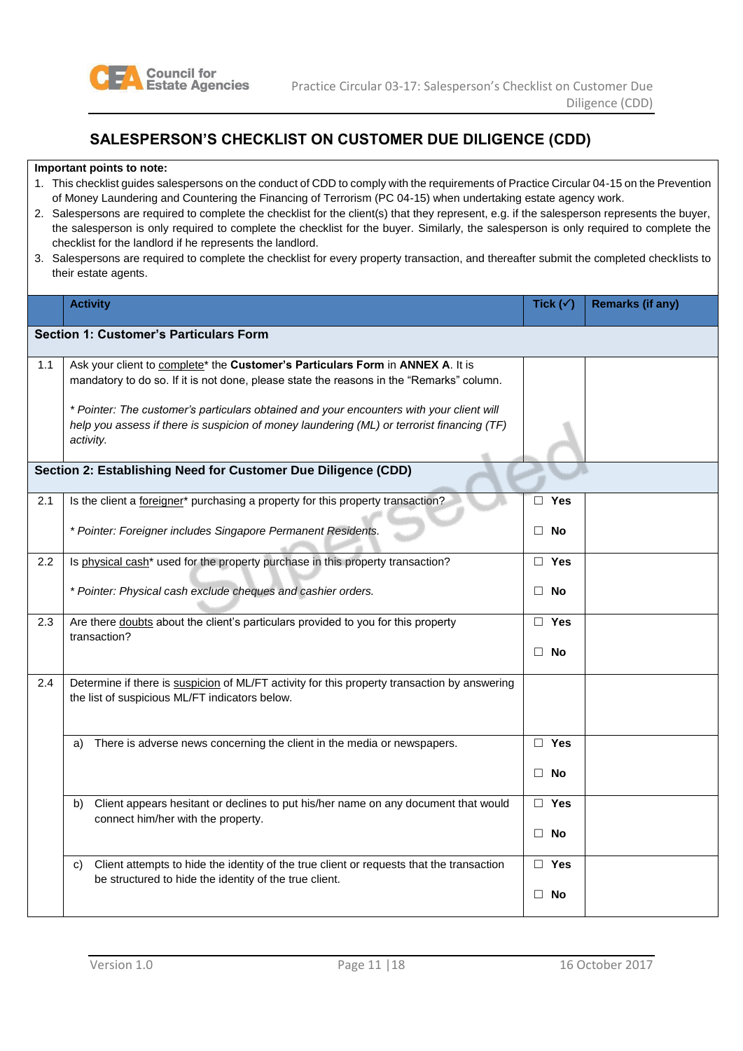## SALESPERSON'S CHECKLIST ON CUSTOMER DUE DILIGENCE (CDD)

**Important points to note:**

1. This checklist guides salespersons on the conduct of CDD to comply with the requirements of Practice Circular 04-15 on the Prevention of Money Laundering and Countering the Financing of Terrorism (PC 04-15) when undertaking estate agency work.
2. Salespersons are required to complete the checklist for the client(s) that they represent, e.g. if the salesperson represents the buyer, the salesperson is only required to complete the checklist for the buyer. Similarly, the salesperson is only required to complete the checklist for the landlord if he represents the landlord.
3. Salespersons are required to complete the checklist for every property transaction, and thereafter submit the completed checklists to their estate agents.

| | Activity | Tick (✓) | Remarks (if any) |
|---|---|---|---|
| **Section 1: Customer's Particulars Form** | | | |
| 1.1 | Ask your client to complete* the **Customer's Particulars Form** in **ANNEX A**. It is mandatory to do so. If it is not done, please state the reasons in the "Remarks" column.<br><br>*\* Pointer: The customer's particulars obtained and your encounters with your client will help you assess if there is suspicion of money laundering (ML) or terrorist financing (TF) activity.* | | |
| **Section 2: Establishing Need for Customer Due Diligence (CDD)** | | | |
| 2.1 | Is the client a foreigner* purchasing a property for this property transaction?<br><br>*\* Pointer: Foreigner includes Singapore Permanent Residents.* | ☐ **Yes**<br><br>☐ **No** | |
| 2.2 | Is physical cash* used for the property purchase in this property transaction?<br><br>*\* Pointer: Physical cash exclude cheques and cashier orders.* | ☐ **Yes**<br><br>☐ **No** | |
| 2.3 | Are there doubts about the client's particulars provided to you for this property transaction? | ☐ **Yes**<br><br>☐ **No** | |
| 2.4 | Determine if there is suspicion of ML/FT activity for this property transaction by answering the list of suspicious ML/FT indicators below. | | |
| | a) There is adverse news concerning the client in the media or newspapers. | ☐ **Yes**<br><br>☐ **No** | |
| | b) Client appears hesitant or declines to put his/her name on any document that would connect him/her with the property. | ☐ **Yes**<br><br>☐ **No** | |
| | c) Client attempts to hide the identity of the true client or requests that the transaction be structured to hide the identity of the true client. | ☐ **Yes**<br><br>☐ **No** | |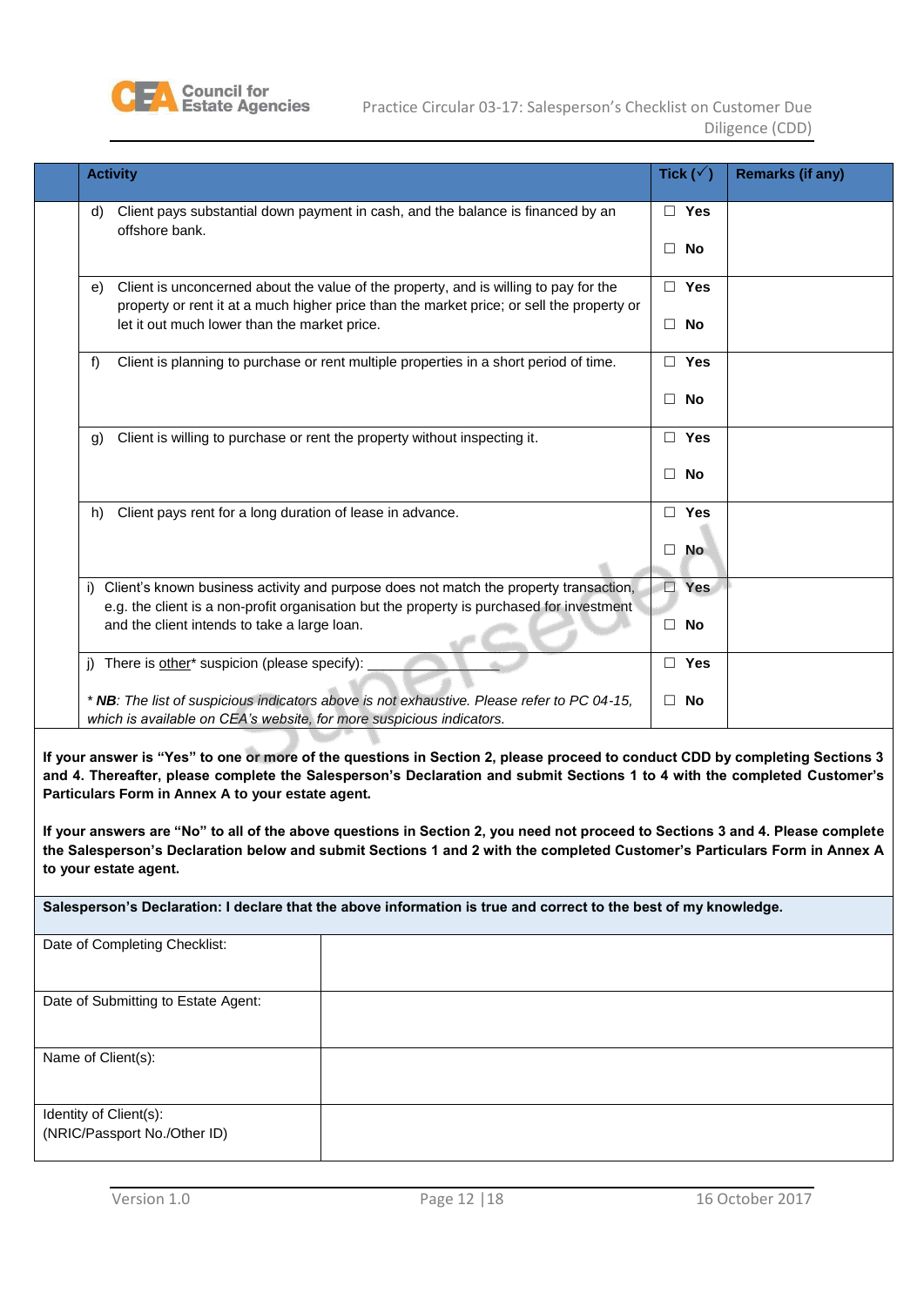| Activity | Tick (✓) | Remarks (if any) |
|---|---|---|
| d) Client pays substantial down payment in cash, and the balance is financed by an offshore bank. | ☐ **Yes**<br><br>☐ **No** | |
| e) Client is unconcerned about the value of the property, and is willing to pay for the property or rent it at a much higher price than the market price; or sell the property or let it out much lower than the market price. | ☐ **Yes**<br><br>☐ **No** | |
| f) Client is planning to purchase or rent multiple properties in a short period of time. | ☐ **Yes**<br><br>☐ **No** | |
| g) Client is willing to purchase or rent the property without inspecting it. | ☐ **Yes**<br><br>☐ **No** | |
| h) Client pays rent for a long duration of lease in advance. | ☐ **Yes**<br><br>☐ **No** | |
| i) Client's known business activity and purpose does not match the property transaction, e.g. the client is a non-profit organisation but the property is purchased for investment and the client intends to take a large loan. | ☐ **Yes**<br><br>☐ **No** | |
| j) There is other* suspicion (please specify): ____________<br><br>* ***NB**: The list of suspicious indicators above is not exhaustive. Please refer to PC 04-15, which is available on CEA's website, for more suspicious indicators.* | ☐ **Yes**<br><br>☐ **No** | |

**If your answer is "Yes" to one or more of the questions in Section 2, please proceed to conduct CDD by completing Sections 3 and 4. Thereafter, please complete the Salesperson's Declaration and submit Sections 1 to 4 with the completed Customer's Particulars Form in Annex A to your estate agent.**

**If your answers are "No" to all of the above questions in Section 2, you need not proceed to Sections 3 and 4. Please complete the Salesperson's Declaration below and submit Sections 1 and 2 with the completed Customer's Particulars Form in Annex A to your estate agent.**

| **Salesperson's Declaration: I declare that the above information is true and correct to the best of my knowledge.** | |
|---|---|
| Date of Completing Checklist: | |
| Date of Submitting to Estate Agent: | |
| Name of Client(s): | |
| Identity of Client(s):<br>(NRIC/Passport No./Other ID) | |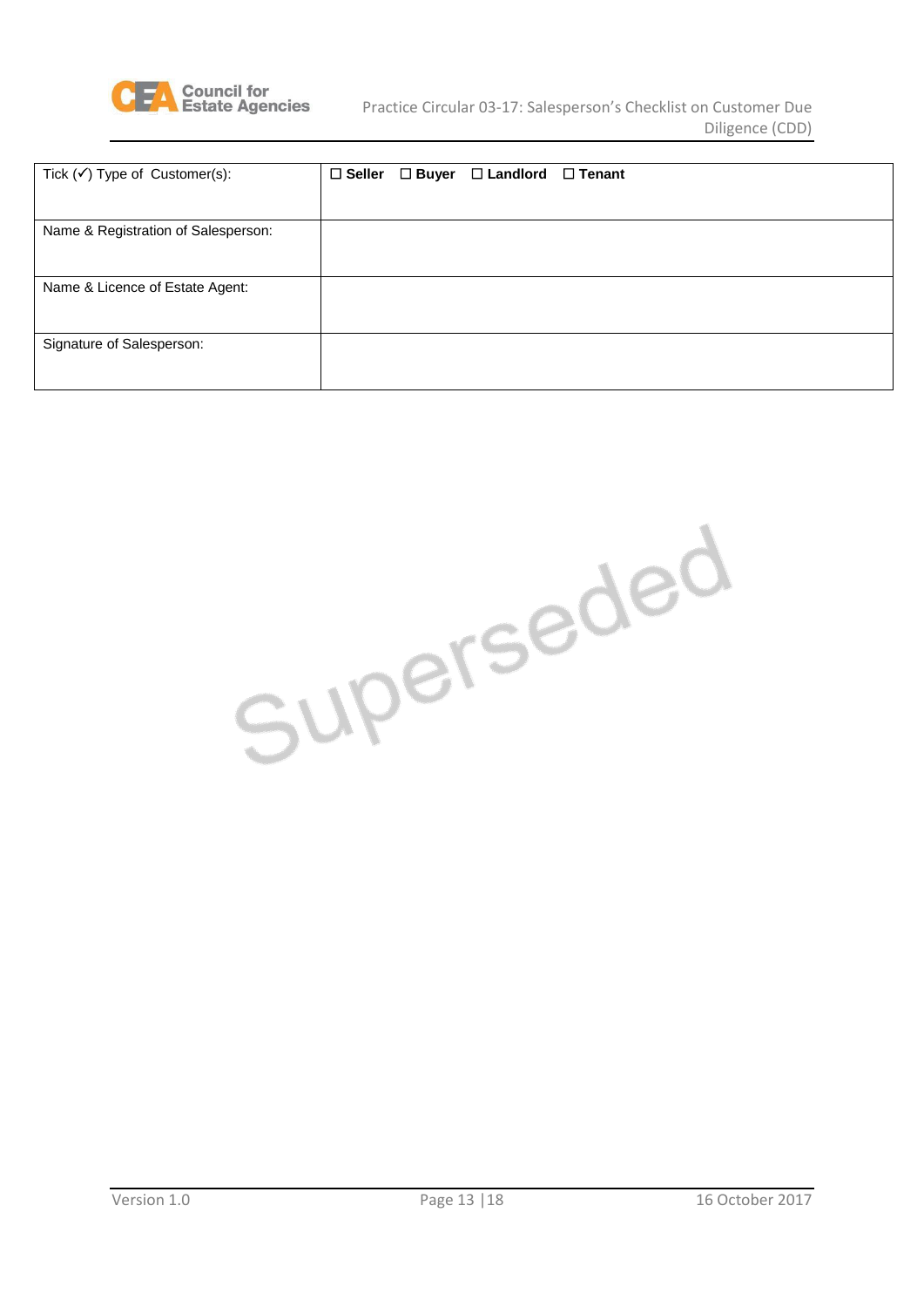| Tick (✓) Type of Customer(s): | ☐ **Seller** ☐ **Buyer** ☐ **Landlord** ☐ **Tenant** |
|---|---|
| Name & Registration of Salesperson: | |
| Name & Licence of Estate Agent: | |
| Signature of Salesperson: | |

Superseded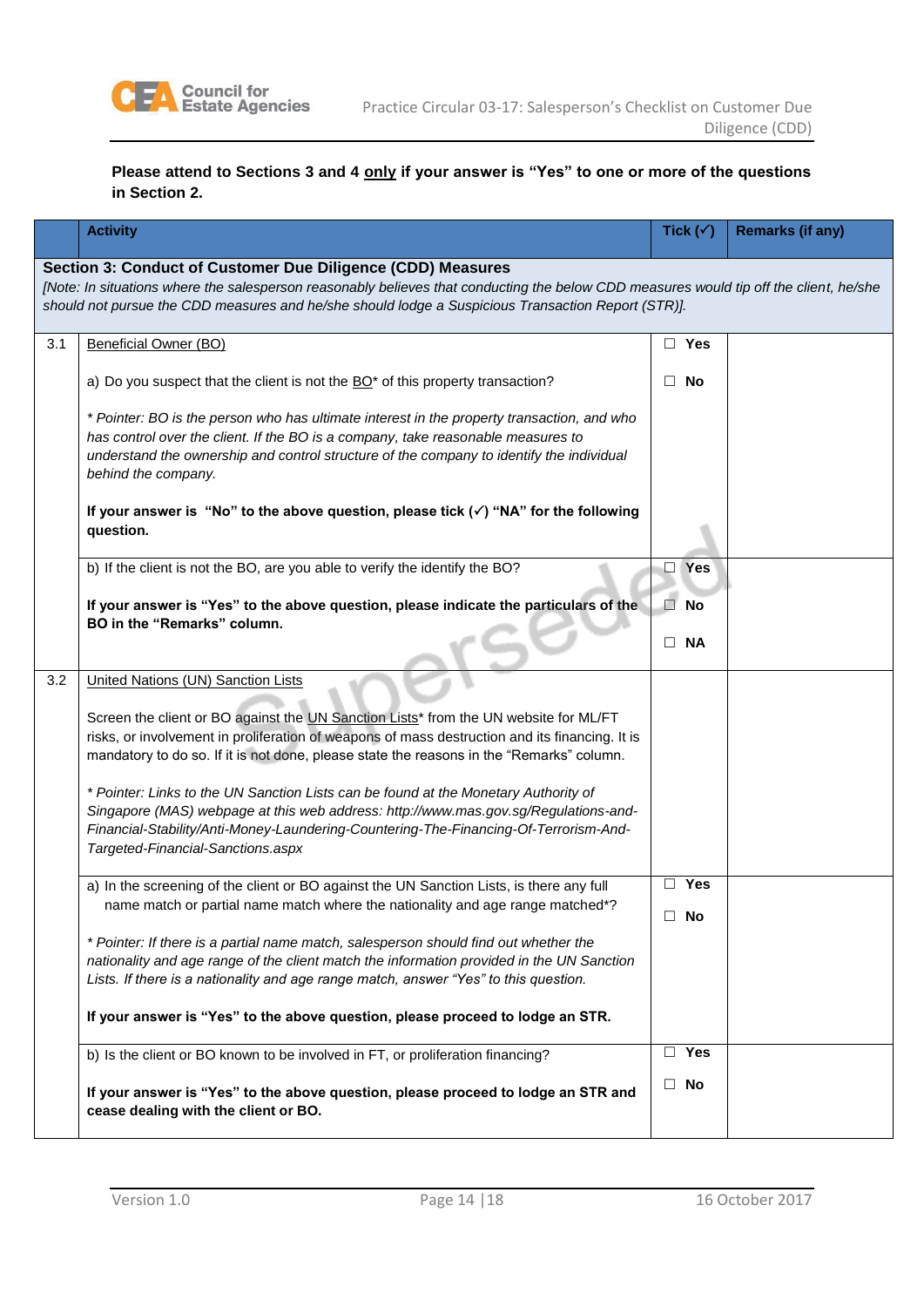**Please attend to Sections 3 and 4 <u>only</u> if your answer is "Yes" to one or more of the questions in Section 2.**

| | Activity | Tick (✓) | Remarks (if any) |
|---|---|---|---|
| **Section 3: Conduct of Customer Due Diligence (CDD) Measures** *[Note: In situations where the salesperson reasonably believes that conducting the below CDD measures would tip off the client, he/she should not pursue the CDD measures and he/she should lodge a Suspicious Transaction Report (STR)].* | | | |
| 3.1 | <u>Beneficial Owner (BO)</u><br><br>a) Do you suspect that the client is not the <u>BO</u>* of this property transaction?<br><br>*\* Pointer: BO is the person who has ultimate interest in the property transaction, and who has control over the client. If the BO is a company, take reasonable measures to understand the ownership and control structure of the company to identify the individual behind the company.*<br><br>**If your answer is "No" to the above question, please tick (✓) "NA" for the following question.** | ☐ Yes<br><br>☐ No | |
| | b) If the client is not the BO, are you able to verify the identify the BO?<br><br>**If your answer is "Yes" to the above question, please indicate the particulars of the BO in the "Remarks" column.** | ☐ Yes<br><br>☐ No<br><br>☐ NA | |
| 3.2 | <u>United Nations (UN) Sanction Lists</u><br><br>Screen the client or BO against the <u>UN Sanction Lists</u>* from the UN website for ML/FT risks, or involvement in proliferation of weapons of mass destruction and its financing. It is mandatory to do so. If it is not done, please state the reasons in the "Remarks" column.<br><br>*\* Pointer: Links to the UN Sanction Lists can be found at the Monetary Authority of Singapore (MAS) webpage at this web address: http://www.mas.gov.sg/Regulations-and-Financial-Stability/Anti-Money-Laundering-Countering-The-Financing-Of-Terrorism-And-Targeted-Financial-Sanctions.aspx* | | |
| | a) In the screening of the client or BO against the UN Sanction Lists, is there any full name match or partial name match where the nationality and age range matched*?<br><br>*\* Pointer: If there is a partial name match, salesperson should find out whether the nationality and age range of the client match the information provided in the UN Sanction Lists. If there is a nationality and age range match, answer "Yes" to this question.*<br><br>**If your answer is "Yes" to the above question, please proceed to lodge an STR.** | ☐ Yes<br><br>☐ No | |
| | b) Is the client or BO known to be involved in FT, or proliferation financing?<br><br>**If your answer is "Yes" to the above question, please proceed to lodge an STR and cease dealing with the client or BO.** | ☐ Yes<br><br>☐ No | |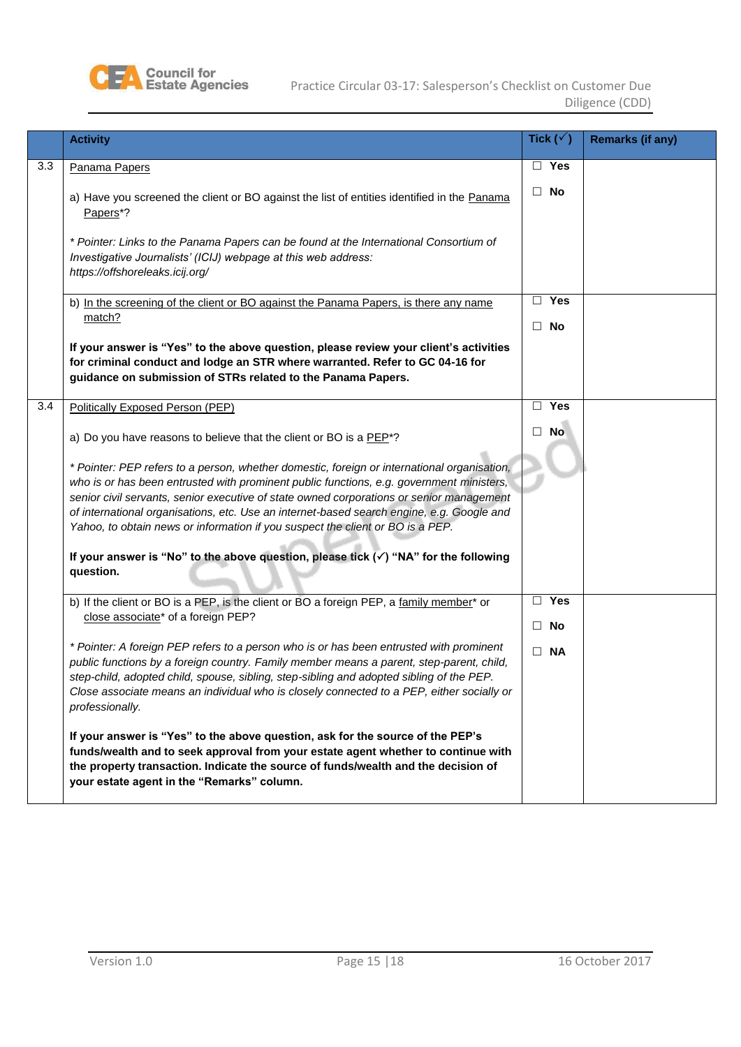| | Activity | Tick (✓) | Remarks (if any) |
|---|---|---|---|
| 3.3 | Panama Papers<br><br>a) Have you screened the client or BO against the list of entities identified in the Panama Papers*?<br><br>*\* Pointer: Links to the Panama Papers can be found at the International Consortium of Investigative Journalists' (ICIJ) webpage at this web address: https://offshoreleaks.icij.org/* | ☐ Yes<br><br>☐ No | |
| | b) In the screening of the client or BO against the Panama Papers, is there any name match?<br><br>**If your answer is "Yes" to the above question, please review your client's activities for criminal conduct and lodge an STR where warranted. Refer to GC 04-16 for guidance on submission of STRs related to the Panama Papers.** | ☐ Yes<br><br>☐ No | |
| 3.4 | Politically Exposed Person (PEP)<br><br>a) Do you have reasons to believe that the client or BO is a PEP*?<br><br>*\* Pointer: PEP refers to a person, whether domestic, foreign or international organisation, who is or has been entrusted with prominent public functions, e.g. government ministers, senior civil servants, senior executive of state owned corporations or senior management of international organisations, etc. Use an internet-based search engine, e.g. Google and Yahoo, to obtain news or information if you suspect the client or BO is a PEP.*<br><br>**If your answer is "No" to the above question, please tick (✓) "NA" for the following question.** | ☐ Yes<br><br>☐ No | |
| | b) If the client or BO is a PEP, is the client or BO a foreign PEP, a family member* or close associate* of a foreign PEP?<br><br>*\* Pointer: A foreign PEP refers to a person who is or has been entrusted with prominent public functions by a foreign country. Family member means a parent, step-parent, child, step-child, adopted child, spouse, sibling, step-sibling and adopted sibling of the PEP. Close associate means an individual who is closely connected to a PEP, either socially or professionally.*<br><br>**If your answer is "Yes" to the above question, ask for the source of the PEP's funds/wealth and to seek approval from your estate agent whether to continue with the property transaction. Indicate the source of funds/wealth and the decision of your estate agent in the "Remarks" column.** | ☐ Yes<br><br>☐ No<br><br>☐ NA | |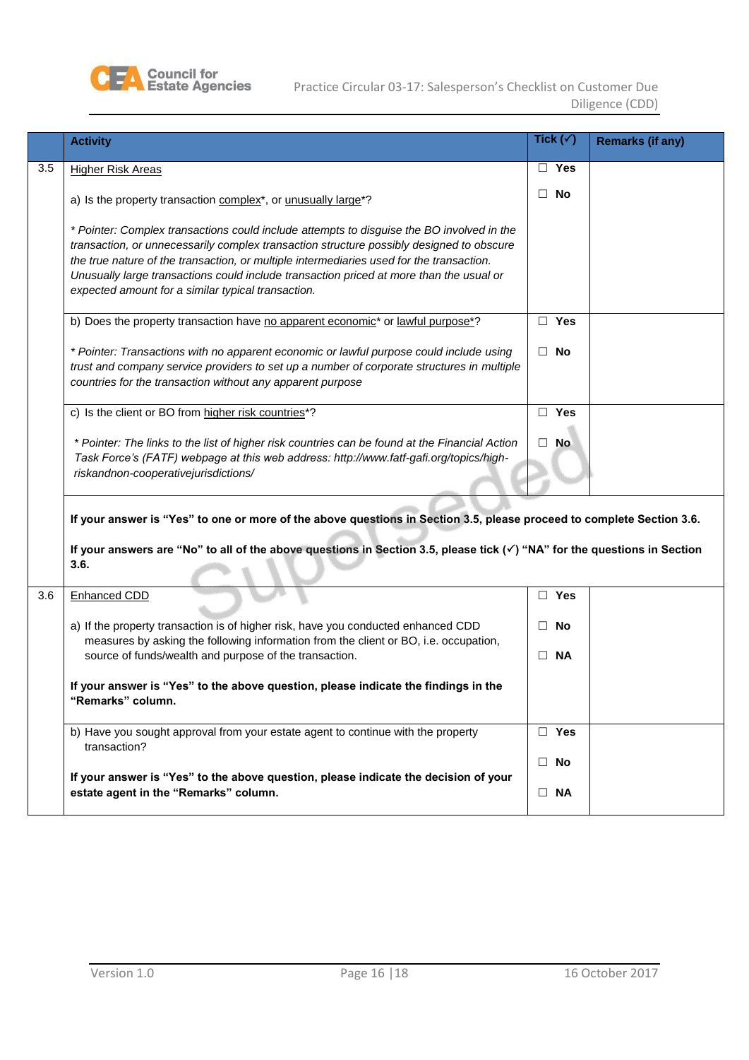| | Activity | Tick (✓) | Remarks (if any) |
|---|---|---|---|
| 3.5 | Higher Risk Areas<br><br>a) Is the property transaction complex*, or unusually large*?<br><br>*\* Pointer: Complex transactions could include attempts to disguise the BO involved in the transaction, or unnecessarily complex transaction structure possibly designed to obscure the true nature of the transaction, or multiple intermediaries used for the transaction. Unusually large transactions could include transaction priced at more than the usual or expected amount for a similar typical transaction.* | ☐ **Yes**<br><br>☐ **No** | |
| | b) Does the property transaction have no apparent economic* or lawful purpose*?<br><br>*\* Pointer: Transactions with no apparent economic or lawful purpose could include using trust and company service providers to set up a number of corporate structures in multiple countries for the transaction without any apparent purpose* | ☐ **Yes**<br><br>☐ **No** | |
| | c) Is the client or BO from higher risk countries*?<br><br>*\* Pointer: The links to the list of higher risk countries can be found at the Financial Action Task Force's (FATF) webpage at this web address: http://www.fatf-gafi.org/topics/high-riskandnon-cooperativejurisdictions/* | ☐ **Yes**<br><br>☐ **No** | |
| | **If your answer is "Yes" to one or more of the above questions in Section 3.5, please proceed to complete Section 3.6.**<br><br>**If your answers are "No" to all of the above questions in Section 3.5, please tick (✓) "NA" for the questions in Section 3.6.** | | |
| 3.6 | Enhanced CDD<br><br>a) If the property transaction is of higher risk, have you conducted enhanced CDD measures by asking the following information from the client or BO, i.e. occupation, source of funds/wealth and purpose of the transaction.<br><br>**If your answer is "Yes" to the above question, please indicate the findings in the "Remarks" column.** | ☐ **Yes**<br><br>☐ **No**<br><br>☐ **NA** | |
| | b) Have you sought approval from your estate agent to continue with the property transaction?<br><br>**If your answer is "Yes" to the above question, please indicate the decision of your estate agent in the "Remarks" column.** | ☐ **Yes**<br><br>☐ **No**<br><br>☐ **NA** | |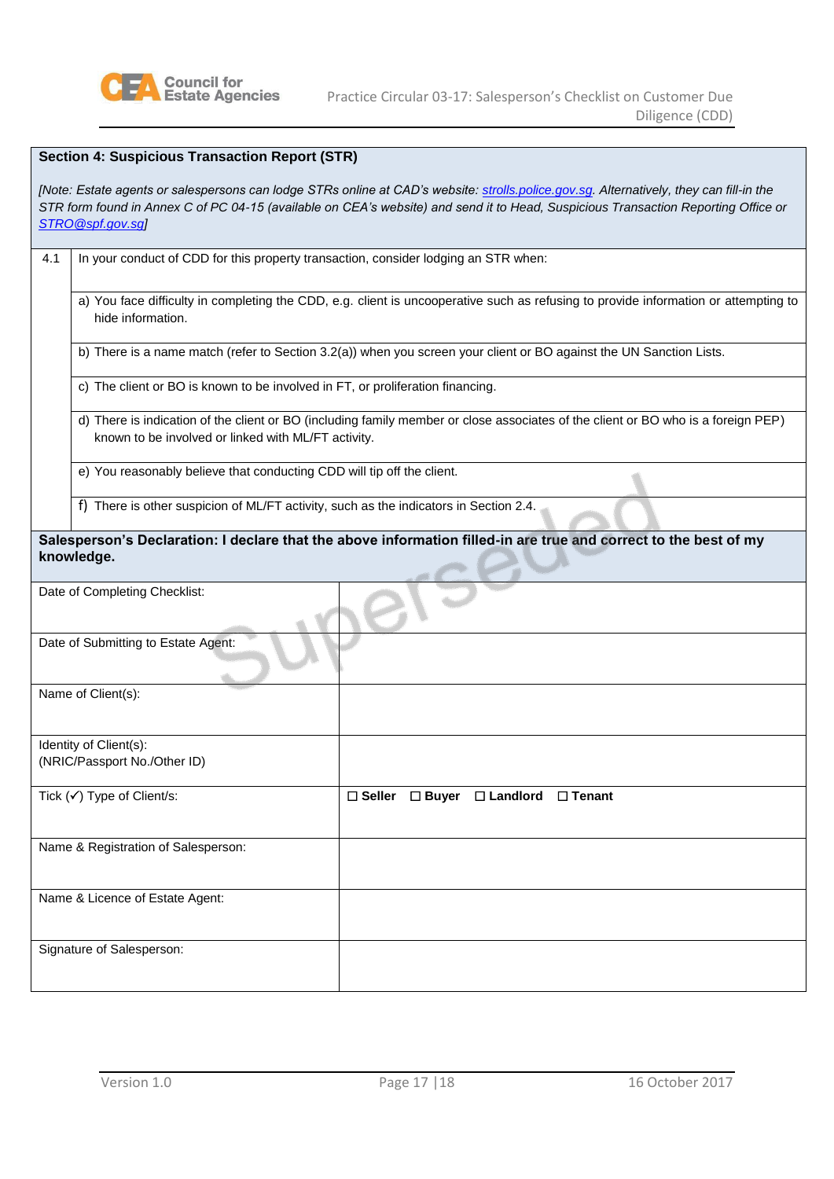## Section 4: Suspicious Transaction Report (STR)

*[Note: Estate agents or salespersons can lodge STRs online at CAD's website: strolls.police.gov.sg. Alternatively, they can fill-in the STR form found in Annex C of PC 04-15 (available on CEA's website) and send it to Head, Suspicious Transaction Reporting Office or STRO@spf.gov.sg]*

| | |
|---|---|
| 4.1 | In your conduct of CDD for this property transaction, consider lodging an STR when: |
| | a) You face difficulty in completing the CDD, e.g. client is uncooperative such as refusing to provide information or attempting to hide information. |
| | b) There is a name match (refer to Section 3.2(a)) when you screen your client or BO against the UN Sanction Lists. |
| | c) The client or BO is known to be involved in FT, or proliferation financing. |
| | d) There is indication of the client or BO (including family member or close associates of the client or BO who is a foreign PEP) known to be involved or linked with ML/FT activity. |
| | e) You reasonably believe that conducting CDD will tip off the client. |
| | f) There is other suspicion of ML/FT activity, such as the indicators in Section 2.4. |

**Salesperson's Declaration: I declare that the above information filled-in are true and correct to the best of my knowledge.**

| | |
|---|---|
| Date of Completing Checklist: | |
| Date of Submitting to Estate Agent: | |
| Name of Client(s): | |
| Identity of Client(s):<br>(NRIC/Passport No./Other ID) | |
| Tick (✓) Type of Client/s: | ☐ **Seller** ☐ **Buyer** ☐ **Landlord** ☐ **Tenant** |
| Name & Registration of Salesperson: | |
| Name & Licence of Estate Agent: | |
| Signature of Salesperson: | |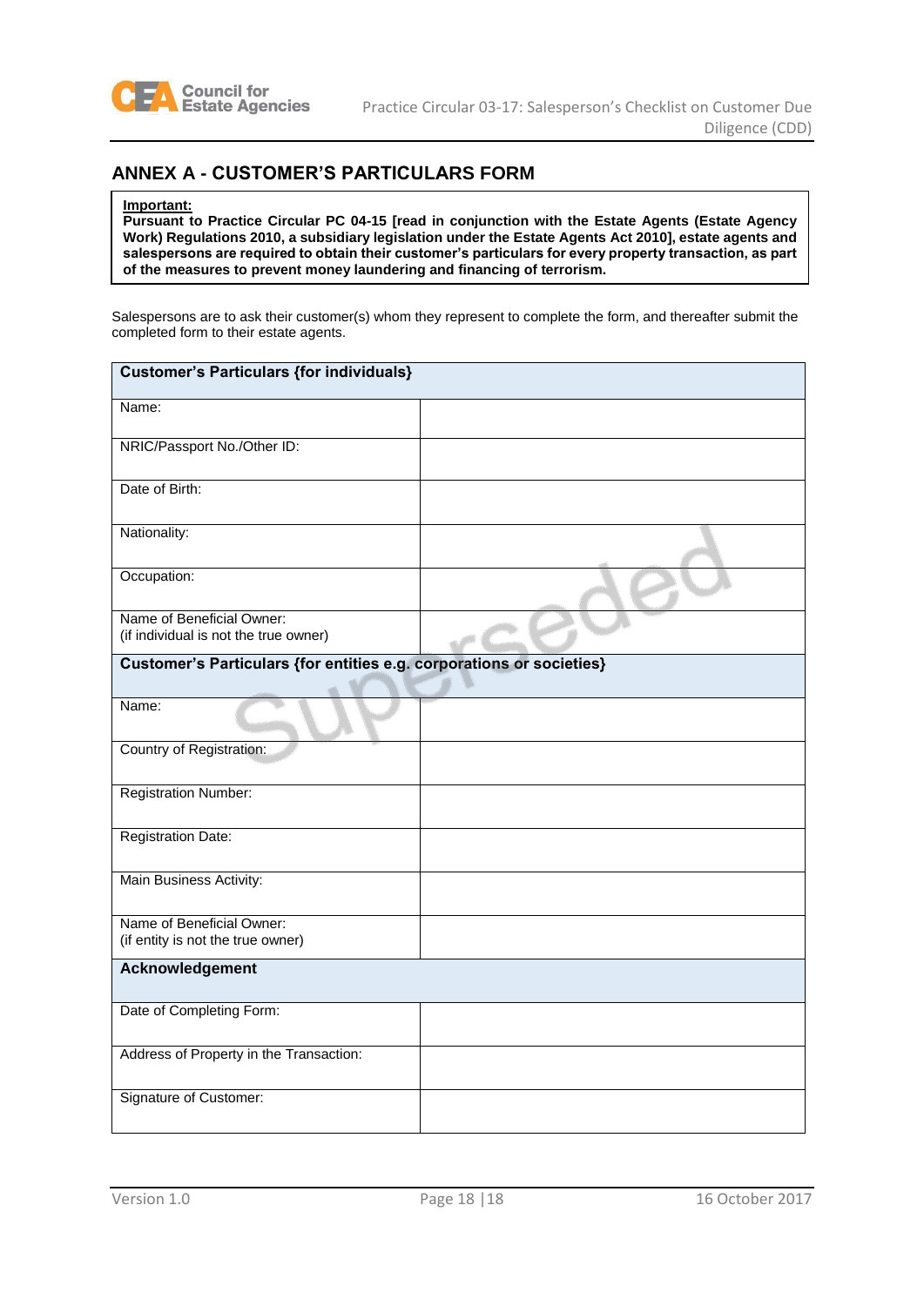## ANNEX A - CUSTOMER'S PARTICULARS FORM

> **Important:**
> **Pursuant to Practice Circular PC 04-15 [read in conjunction with the Estate Agents (Estate Agency Work) Regulations 2010, a subsidiary legislation under the Estate Agents Act 2010], estate agents and salespersons are required to obtain their customer's particulars for every property transaction, as part of the measures to prevent money laundering and financing of terrorism.**

Salespersons are to ask their customer(s) whom they represent to complete the form, and thereafter submit the completed form to their estate agents.

| **Customer's Particulars {for individuals}** | |
|---|---|
| Name: | |
| NRIC/Passport No./Other ID: | |
| Date of Birth: | |
| Nationality: | |
| Occupation: | |
| Name of Beneficial Owner:<br>(if individual is not the true owner) | |
| **Customer's Particulars {for entities e.g. corporations or societies}** | |
| Name: | |
| Country of Registration: | |
| Registration Number: | |
| Registration Date: | |
| Main Business Activity: | |
| Name of Beneficial Owner:<br>(if entity is not the true owner) | |
| **Acknowledgement** | |
| Date of Completing Form: | |
| Address of Property in the Transaction: | |
| Signature of Customer: | |